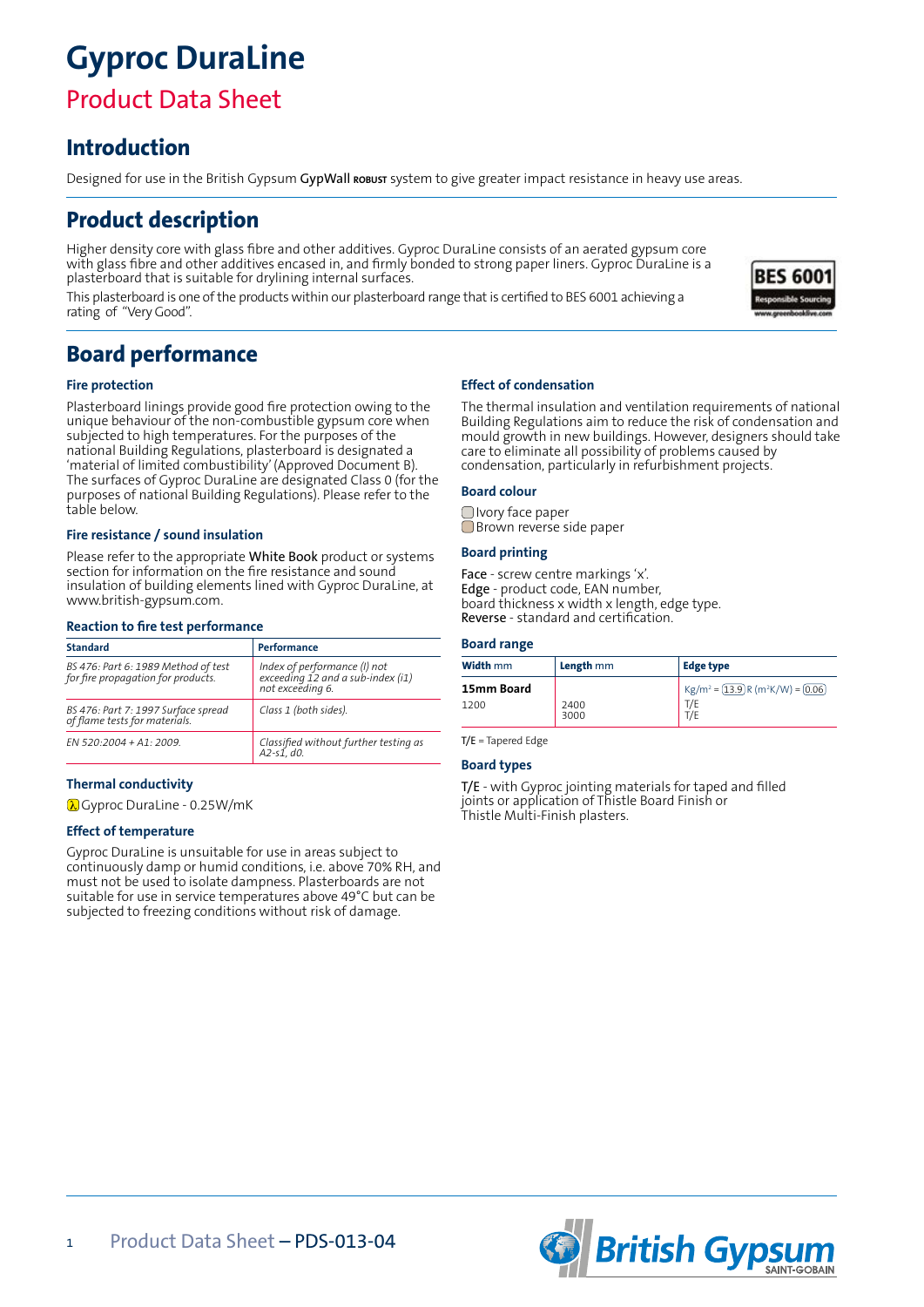# Gyproc DuraLine

## Product Data Sheet

## Introduction

Designed for use in the British Gypsum **GypWall ROBUST** system to give greater impact resistance in heavy use areas.

## Product description

Higher density core with glass fibre and other additives. Gyproc DuraLine consists of an aerated gypsum core with glass fibre and other additives encased in, and firmly bonded to strong paper liners. Gyproc DuraLine is a plasterboard that is suitable for drylining internal surfaces.

This plasterboard is one of the products within our plasterboard range that is certified to BES 6001 achieving a rating of "Very Good".

## Board performance

### Fire protection

Plasterboard linings provide good fire protection owing to the unique behaviour of the non-combustible gypsum core when subjected to high temperatures. For the purposes of the national Building Regulations, plasterboard is designated a 'material of limited combustibility' (Approved Document B). The surfaces of Gyproc DuraLine are designated Class 0 (for the purposes of national Building Regulations). Please refer to the table below.

### Fire resistance / sound insulation

Please refer to the appropriate White Book product or systems section for information on the fire resistance and sound insulation of building elements lined with Gyproc DuraLine, at www.british-gypsum.com.

### Reaction to fire test performance

| Standard | Performance |
|---|---|
| *BS 476: Part 6: 1989 Method of test for fire propagation for products.* | *Index of performance (I) not exceeding 12 and a sub-index (i1) not exceeding 6.* |
| *BS 476: Part 7: 1997 Surface spread of flame tests for materials.* | *Class 1 (both sides).* |
| *EN 520:2004 + A1: 2009.* | *Classified without further testing as A2-s1, d0.* |

### Thermal conductivity

λ Gyproc DuraLine - 0.25W/mK

### Effect of temperature

Gyproc DuraLine is unsuitable for use in areas subject to continuously damp or humid conditions, i.e. above 70% RH, and must not be used to isolate dampness. Plasterboards are not suitable for use in service temperatures above 49°C but can be subjected to freezing conditions without risk of damage.

### Effect of condensation

The thermal insulation and ventilation requirements of national Building Regulations aim to reduce the risk of condensation and mould growth in new buildings. However, designers should take care to eliminate all possibility of problems caused by condensation, particularly in refurbishment projects.

### Board colour

- Ivory face paper
- Brown reverse side paper

### Board printing

**Face** - screw centre markings 'x'.
**Edge** - product code, EAN number, board thickness x width x length, edge type.
**Reverse** - standard and certification.

### Board range

| Width mm | Length mm | Edge type |
|---|---|---|
| **15mm Board** | | Kg/m² = 13.9 R (m²K/W) = 0.06 |
| 1200 | 2400 | T/E |
| | 3000 | T/E |

T/E = Tapered Edge

### Board types

T/E - with Gyproc jointing materials for taped and filled joints or application of Thistle Board Finish or Thistle Multi-Finish plasters.

Product Data Sheet – PDS-013-04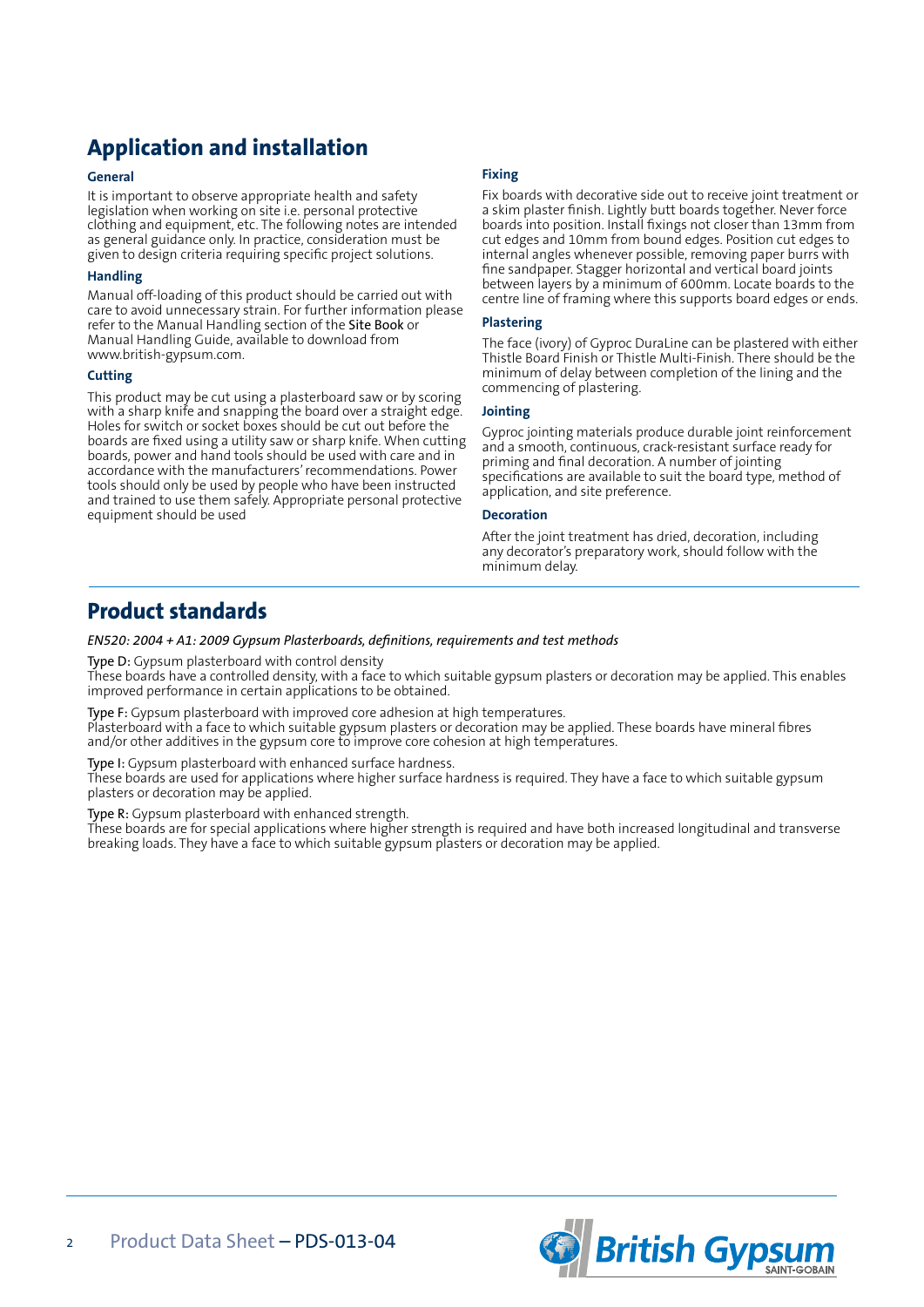## Application and installation

### General

It is important to observe appropriate health and safety legislation when working on site i.e. personal protective clothing and equipment, etc. The following notes are intended as general guidance only. In practice, consideration must be given to design criteria requiring specific project solutions.

### Handling

Manual off-loading of this product should be carried out with care to avoid unnecessary strain. For further information please refer to the Manual Handling section of the Site Book or Manual Handling Guide, available to download from www.british-gypsum.com.

### Cutting

This product may be cut using a plasterboard saw or by scoring with a sharp knife and snapping the board over a straight edge. Holes for switch or socket boxes should be cut out before the boards are fixed using a utility saw or sharp knife. When cutting boards, power and hand tools should be used with care and in accordance with the manufacturers' recommendations. Power tools should only be used by people who have been instructed and trained to use them safely. Appropriate personal protective equipment should be used

### Fixing

Fix boards with decorative side out to receive joint treatment or a skim plaster finish. Lightly butt boards together. Never force boards into position. Install fixings not closer than 13mm from cut edges and 10mm from bound edges. Position cut edges to internal angles whenever possible, removing paper burrs with fine sandpaper. Stagger horizontal and vertical board joints between layers by a minimum of 600mm. Locate boards to the centre line of framing where this supports board edges or ends.

### Plastering

The face (ivory) of Gyproc DuraLine can be plastered with either Thistle Board Finish or Thistle Multi-Finish. There should be the minimum of delay between completion of the lining and the commencing of plastering.

### Jointing

Gyproc jointing materials produce durable joint reinforcement and a smooth, continuous, crack-resistant surface ready for priming and final decoration. A number of jointing specifications are available to suit the board type, method of application, and site preference.

### Decoration

After the joint treatment has dried, decoration, including any decorator's preparatory work, should follow with the minimum delay.

## Product standards

*EN520: 2004 + A1: 2009 Gypsum Plasterboards, definitions, requirements and test methods*

Type D: Gypsum plasterboard with control density
These boards have a controlled density, with a face to which suitable gypsum plasters or decoration may be applied. This enables improved performance in certain applications to be obtained.

Type F: Gypsum plasterboard with improved core adhesion at high temperatures.
Plasterboard with a face to which suitable gypsum plasters or decoration may be applied. These boards have mineral fibres and/or other additives in the gypsum core to improve core cohesion at high temperatures.

Type I: Gypsum plasterboard with enhanced surface hardness.
These boards are used for applications where higher surface hardness is required. They have a face to which suitable gypsum plasters or decoration may be applied.

Type R: Gypsum plasterboard with enhanced strength.
These boards are for special applications where higher strength is required and have both increased longitudinal and transverse breaking loads. They have a face to which suitable gypsum plasters or decoration may be applied.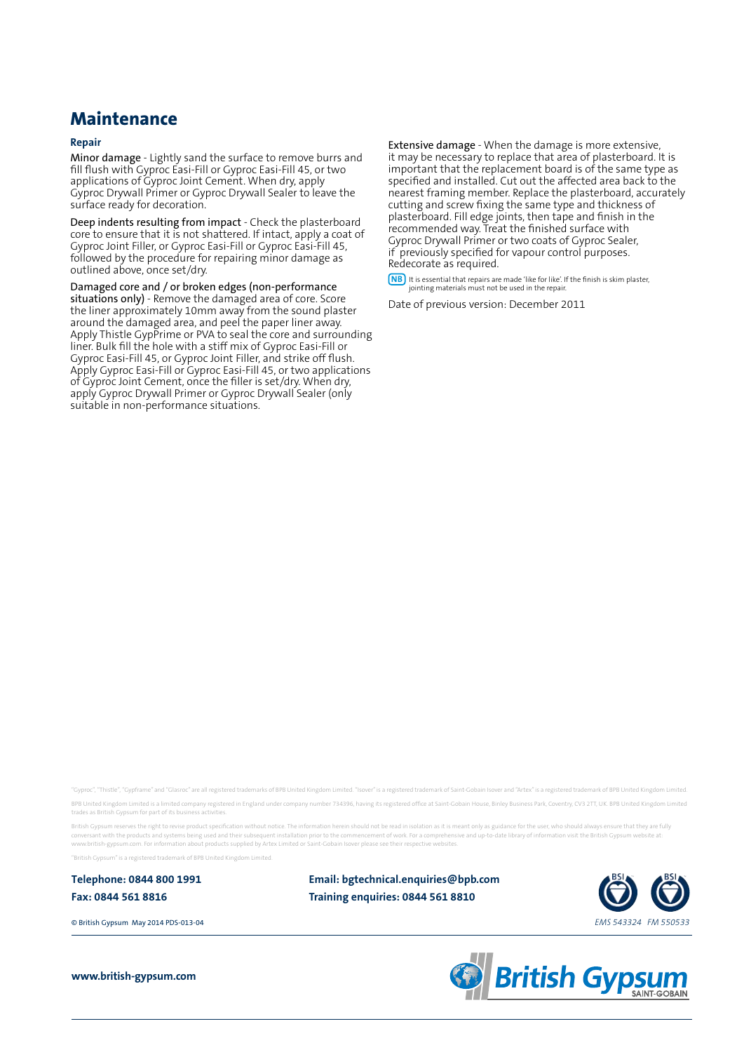## Maintenance

### Repair

**Minor damage** - Lightly sand the surface to remove burrs and fill flush with Gyproc Easi-Fill or Gyproc Easi-Fill 45, or two applications of Gyproc Joint Cement. When dry, apply Gyproc Drywall Primer or Gyproc Drywall Sealer to leave the surface ready for decoration.

**Deep indents resulting from impact** - Check the plasterboard core to ensure that it is not shattered. If intact, apply a coat of Gyproc Joint Filler, or Gyproc Easi-Fill or Gyproc Easi-Fill 45, followed by the procedure for repairing minor damage as outlined above, once set/dry.

**Damaged core and / or broken edges (non-performance situations only)** - Remove the damaged area of core. Score the liner approximately 10mm away from the sound plaster around the damaged area, and peel the paper liner away. Apply Thistle GypPrime or PVA to seal the core and surrounding liner. Bulk fill the hole with a stiff mix of Gyproc Easi-Fill or Gyproc Easi-Fill 45, or Gyproc Joint Filler, and strike off flush. Apply Gyproc Easi-Fill or Gyproc Easi-Fill 45, or two applications of Gyproc Joint Cement, once the filler is set/dry. When dry, apply Gyproc Drywall Primer or Gyproc Drywall Sealer (only suitable in non-performance situations.

**Extensive damage** - When the damage is more extensive, it may be necessary to replace that area of plasterboard. It is important that the replacement board is of the same type as specified and installed. Cut out the affected area back to the nearest framing member. Replace the plasterboard, accurately cutting and screw fixing the same type and thickness of plasterboard. Fill edge joints, then tape and finish in the recommended way. Treat the finished surface with Gyproc Drywall Primer or two coats of Gyproc Sealer, if previously specified for vapour control purposes. Redecorate as required.

**NB** It is essential that repairs are made 'like for like'. If the finish is skim plaster, jointing materials must not be used in the repair.

Date of previous version: December 2011

"Gyproc", "Thistle", "Gypframe" and "Glasroc" are all registered trademarks of BPB United Kingdom Limited. "Isover" is a registered trademark of Saint-Gobain Isover and "Artex" is a registered trademark of BPB United Kingdom Limited.

BPB United Kingdom Limited is a limited company registered in England under company number 734396, having its registered office at Saint-Gobain House, Binley Business Park, Coventry, CV3 2TT, UK. BPB United Kingdom Limited trades as British Gypsum for part of its business activities.

British Gypsum reserves the right to revise product specification without notice. The information herein should not be read in isolation as it is meant only as guidance for the user, who should always ensure that they are fully conversant with the products and systems being used and their subsequent installation prior to the commencement of work. For a comprehensive and up-to-date library of information visit the British Gypsum website at: www.british-gypsum.com. For information about products supplied by Artex Limited or Saint-Gobain Isover please see their respective websites.

"British Gypsum" is a registered trademark of BPB United Kingdom Limited.

**Telephone: 0844 800 1991**
**Fax: 0844 561 8816**

**Email: bgtechnical.enquiries@bpb.com**
**Training enquiries: 0844 561 8810**

EMS 543324 FM 550533

© British Gypsum May 2014 PDS-013-04

**www.british-gypsum.com**